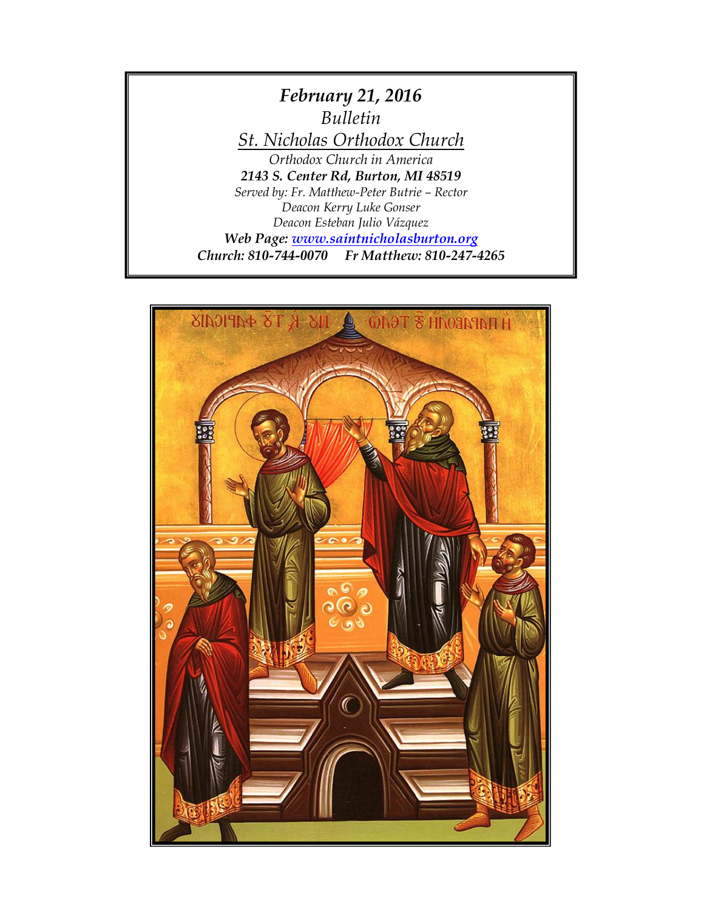***February 21, 2016***

*Bulletin*

*St. Nicholas Orthodox Church*

*Orthodox Church in America*

***2143 S. Center Rd, Burton, MI 48519***

*Served by: Fr. Matthew-Peter Butrie – Rector*

*Deacon Kerry Luke Gonser*

*Deacon Esteban Julio Vázquez*

***Web Page: www.saintnicholasburton.org***

***Church: 810-744-0070     Fr Matthew: 810-247-4265***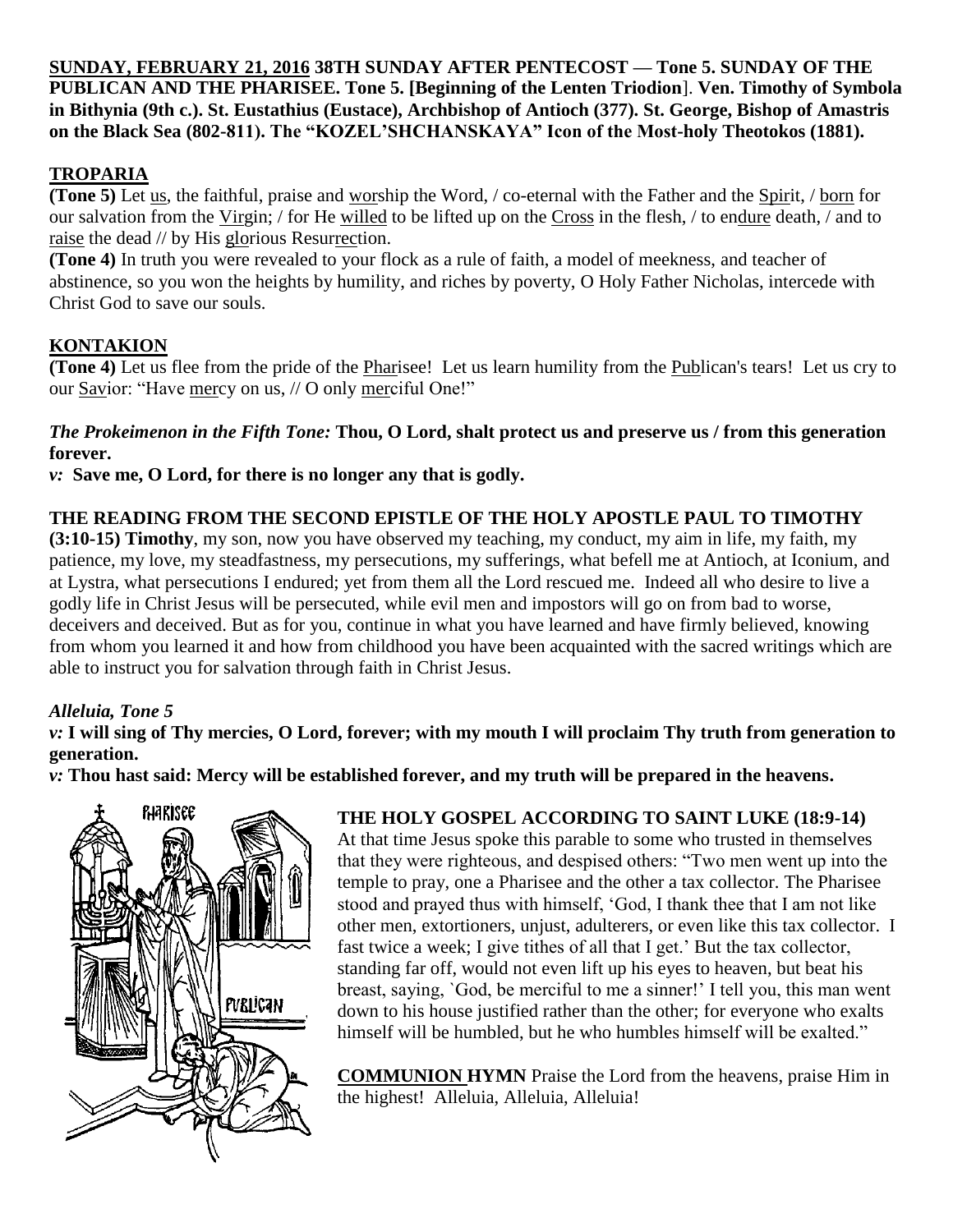**SUNDAY, FEBRUARY 21, 2016 38TH SUNDAY AFTER PENTECOST — Tone 5. SUNDAY OF THE PUBLICAN AND THE PHARISEE. Tone 5. [Beginning of the Lenten Triodion]. Ven. Timothy of Symbola in Bithynia (9th c.). St. Eustathius (Eustace), Archbishop of Antioch (377). St. George, Bishop of Amastris on the Black Sea (802-811). The "KOZEL'SHCHANSKAYA" Icon of the Most-holy Theotokos (1881).**

## TROPARIA

**(Tone 5)** Let us, the faithful, praise and worship the Word, / co-eternal with the Father and the Spirit, / born for our salvation from the Virgin; / for He willed to be lifted up on the Cross in the flesh, / to endure death, / and to raise the dead // by His glorious Resurrection.

**(Tone 4)** In truth you were revealed to your flock as a rule of faith, a model of meekness, and teacher of abstinence, so you won the heights by humility, and riches by poverty, O Holy Father Nicholas, intercede with Christ God to save our souls.

## KONTAKION

**(Tone 4)** Let us flee from the pride of the Pharisee! Let us learn humility from the Publican's tears! Let us cry to our Savior: "Have mercy on us, // O only merciful One!"

***The Prokeimenon in the Fifth Tone:*** **Thou, O Lord, shalt protect us and preserve us / from this generation forever.**

***v:*** **Save me, O Lord, for there is no longer any that is godly.**

**THE READING FROM THE SECOND EPISTLE OF THE HOLY APOSTLE PAUL TO TIMOTHY**

**(3:10-15) Timothy**, my son, now you have observed my teaching, my conduct, my aim in life, my faith, my patience, my love, my steadfastness, my persecutions, my sufferings, what befell me at Antioch, at Iconium, and at Lystra, what persecutions I endured; yet from them all the Lord rescued me. Indeed all who desire to live a godly life in Christ Jesus will be persecuted, while evil men and impostors will go on from bad to worse, deceivers and deceived. But as for you, continue in what you have learned and have firmly believed, knowing from whom you learned it and how from childhood you have been acquainted with the sacred writings which are able to instruct you for salvation through faith in Christ Jesus.

***Alleluia, Tone 5***

***v:*** **I will sing of Thy mercies, O Lord, forever; with my mouth I will proclaim Thy truth from generation to generation.**

***v:*** **Thou hast said: Mercy will be established forever, and my truth will be prepared in the heavens.**

**THE HOLY GOSPEL ACCORDING TO SAINT LUKE (18:9-14)**

At that time Jesus spoke this parable to some who trusted in themselves that they were righteous, and despised others: "Two men went up into the temple to pray, one a Pharisee and the other a tax collector. The Pharisee stood and prayed thus with himself, 'God, I thank thee that I am not like other men, extortioners, unjust, adulterers, or even like this tax collector. I fast twice a week; I give tithes of all that I get.' But the tax collector, standing far off, would not even lift up his eyes to heaven, but beat his breast, saying, `God, be merciful to me a sinner!' I tell you, this man went down to his house justified rather than the other; for everyone who exalts himself will be humbled, but he who humbles himself will be exalted."

**COMMUNION HYMN** Praise the Lord from the heavens, praise Him in the highest! Alleluia, Alleluia, Alleluia!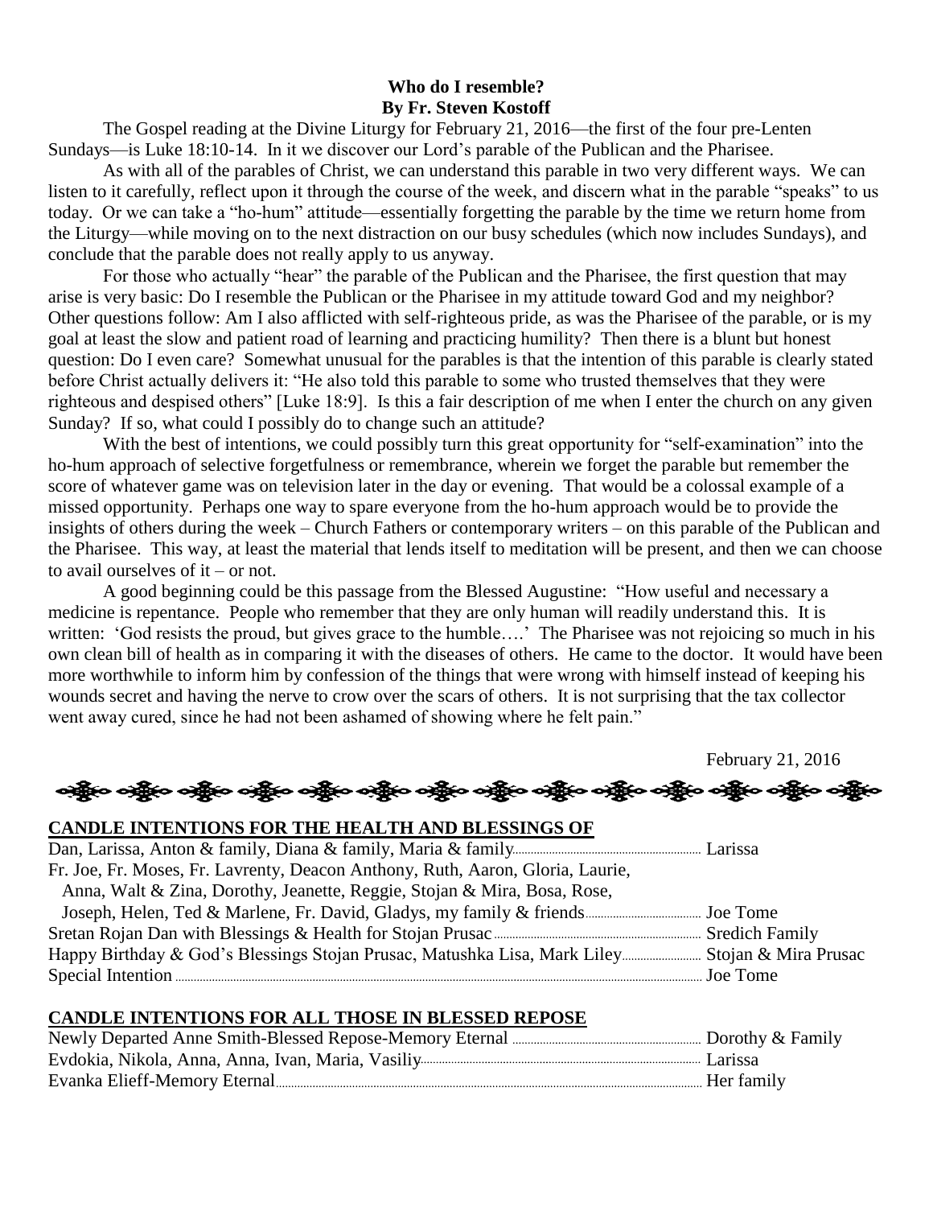**Who do I resemble?**
**By Fr. Steven Kostoff**

The Gospel reading at the Divine Liturgy for February 21, 2016—the first of the four pre-Lenten Sundays—is Luke 18:10-14. In it we discover our Lord's parable of the Publican and the Pharisee.

As with all of the parables of Christ, we can understand this parable in two very different ways. We can listen to it carefully, reflect upon it through the course of the week, and discern what in the parable "speaks" to us today. Or we can take a "ho-hum" attitude—essentially forgetting the parable by the time we return home from the Liturgy—while moving on to the next distraction on our busy schedules (which now includes Sundays), and conclude that the parable does not really apply to us anyway.

For those who actually "hear" the parable of the Publican and the Pharisee, the first question that may arise is very basic: Do I resemble the Publican or the Pharisee in my attitude toward God and my neighbor? Other questions follow: Am I also afflicted with self-righteous pride, as was the Pharisee of the parable, or is my goal at least the slow and patient road of learning and practicing humility? Then there is a blunt but honest question: Do I even care? Somewhat unusual for the parables is that the intention of this parable is clearly stated before Christ actually delivers it: "He also told this parable to some who trusted themselves that they were righteous and despised others" [Luke 18:9]. Is this a fair description of me when I enter the church on any given Sunday? If so, what could I possibly do to change such an attitude?

With the best of intentions, we could possibly turn this great opportunity for "self-examination" into the ho-hum approach of selective forgetfulness or remembrance, wherein we forget the parable but remember the score of whatever game was on television later in the day or evening. That would be a colossal example of a missed opportunity. Perhaps one way to spare everyone from the ho-hum approach would be to provide the insights of others during the week – Church Fathers or contemporary writers – on this parable of the Publican and the Pharisee. This way, at least the material that lends itself to meditation will be present, and then we can choose to avail ourselves of it – or not.

A good beginning could be this passage from the Blessed Augustine: "How useful and necessary a medicine is repentance. People who remember that they are only human will readily understand this. It is written: 'God resists the proud, but gives grace to the humble….' The Pharisee was not rejoicing so much in his own clean bill of health as in comparing it with the diseases of others. He came to the doctor. It would have been more worthwhile to inform him by confession of the things that were wrong with himself instead of keeping his wounds secret and having the nerve to crow over the scars of others. It is not surprising that the tax collector went away cured, since he had not been ashamed of showing where he felt pain."

February 21, 2016

**CANDLE INTENTIONS FOR THE HEALTH AND BLESSINGS OF**

Dan, Larissa, Anton & family, Diana & family, Maria & family ........ Larissa
Fr. Joe, Fr. Moses, Fr. Lavrenty, Deacon Anthony, Ruth, Aaron, Gloria, Laurie, Anna, Walt & Zina, Dorothy, Jeanette, Reggie, Stojan & Mira, Bosa, Rose, Joseph, Helen, Ted & Marlene, Fr. David, Gladys, my family & friends ........ Joe Tome
Sretan Rojan Dan with Blessings & Health for Stojan Prusac ........ Sredich Family
Happy Birthday & God's Blessings Stojan Prusac, Matushka Lisa, Mark Liley ........ Stojan & Mira Prusac
Special Intention ........ Joe Tome

**CANDLE INTENTIONS FOR ALL THOSE IN BLESSED REPOSE**

Newly Departed Anne Smith-Blessed Repose-Memory Eternal ........ Dorothy & Family
Evdokia, Nikola, Anna, Anna, Ivan, Maria, Vasiliy ........ Larissa
Evanka Elieff-Memory Eternal ........ Her family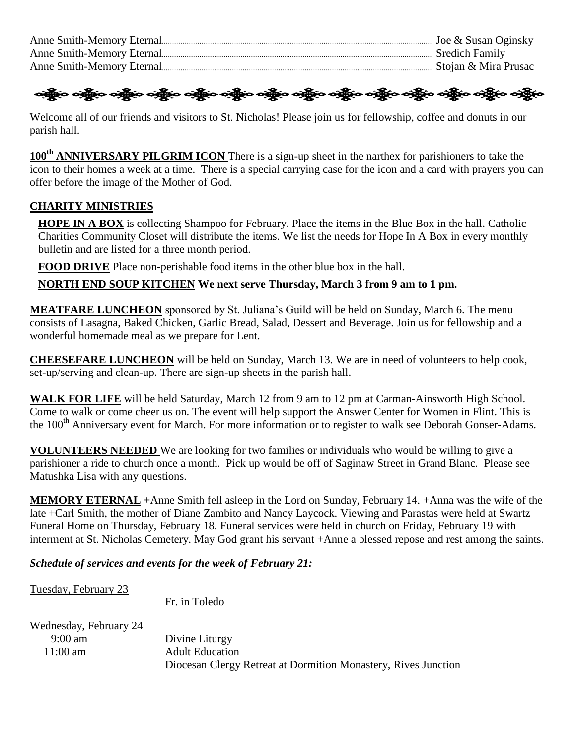Anne Smith-Memory Eternal....................................................................................................... Joe & Susan Oginsky
Anne Smith-Memory Eternal....................................................................................................... Sredich Family
Anne Smith-Memory Eternal....................................................................................................... Stojan & Mira Prusac

---

Welcome all of our friends and visitors to St. Nicholas! Please join us for fellowship, coffee and donuts in our parish hall.

**100th ANNIVERSARY PILGRIM ICON** There is a sign-up sheet in the narthex for parishioners to take the icon to their homes a week at a time. There is a special carrying case for the icon and a card with prayers you can offer before the image of the Mother of God.

**CHARITY MINISTRIES**

**HOPE IN A BOX** is collecting Shampoo for February. Place the items in the Blue Box in the hall. Catholic Charities Community Closet will distribute the items. We list the needs for Hope In A Box in every monthly bulletin and are listed for a three month period.

**FOOD DRIVE** Place non-perishable food items in the other blue box in the hall.

**NORTH END SOUP KITCHEN We next serve Thursday, March 3 from 9 am to 1 pm.**

**MEATFARE LUNCHEON** sponsored by St. Juliana's Guild will be held on Sunday, March 6. The menu consists of Lasagna, Baked Chicken, Garlic Bread, Salad, Dessert and Beverage. Join us for fellowship and a wonderful homemade meal as we prepare for Lent.

**CHEESEFARE LUNCHEON** will be held on Sunday, March 13. We are in need of volunteers to help cook, set-up/serving and clean-up. There are sign-up sheets in the parish hall.

**WALK FOR LIFE** will be held Saturday, March 12 from 9 am to 12 pm at Carman-Ainsworth High School. Come to walk or come cheer us on. The event will help support the Answer Center for Women in Flint. This is the 100th Anniversary event for March. For more information or to register to walk see Deborah Gonser-Adams.

**VOLUNTEERS NEEDED** We are looking for two families or individuals who would be willing to give a parishioner a ride to church once a month. Pick up would be off of Saginaw Street in Grand Blanc. Please see Matushka Lisa with any questions.

**MEMORY ETERNAL** +Anne Smith fell asleep in the Lord on Sunday, February 14. +Anna was the wife of the late +Carl Smith, the mother of Diane Zambito and Nancy Laycock. Viewing and Parastas were held at Swartz Funeral Home on Thursday, February 18. Funeral services were held in church on Friday, February 19 with interment at St. Nicholas Cemetery. May God grant his servant +Anne a blessed repose and rest among the saints.

***Schedule of services and events for the week of February 21:***

Tuesday, February 23

Fr. in Toledo

Wednesday, February 24

9:00 am Divine Liturgy
11:00 am Adult Education
Diocesan Clergy Retreat at Dormition Monastery, Rives Junction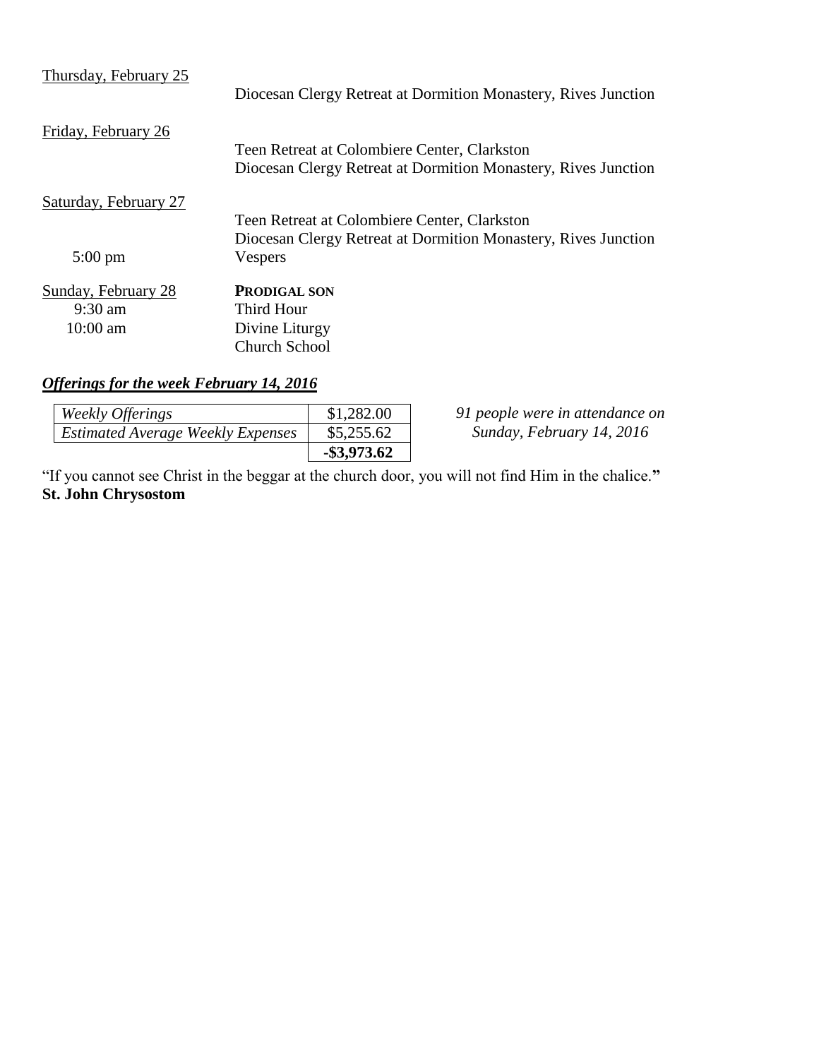Thursday, February 25

Diocesan Clergy Retreat at Dormition Monastery, Rives Junction

Friday, February 26

Teen Retreat at Colombiere Center, Clarkston
Diocesan Clergy Retreat at Dormition Monastery, Rives Junction

Saturday, February 27

Teen Retreat at Colombiere Center, Clarkston
Diocesan Clergy Retreat at Dormition Monastery, Rives Junction

5:00 pm Vespers

Sunday, February 28 **PRODIGAL SON**

9:30 am Third Hour
10:00 am Divine Liturgy
Church School

***Offerings for the week February 14, 2016***

| | |
|---|---|
| *Weekly Offerings* | $1,282.00 |
| *Estimated Average Weekly Expenses* | $5,255.62 |
| | **-$3,973.62** |

*91 people were in attendance on Sunday, February 14, 2016*

"If you cannot see Christ in the beggar at the church door, you will not find Him in the chalice."
**St. John Chrysostom**